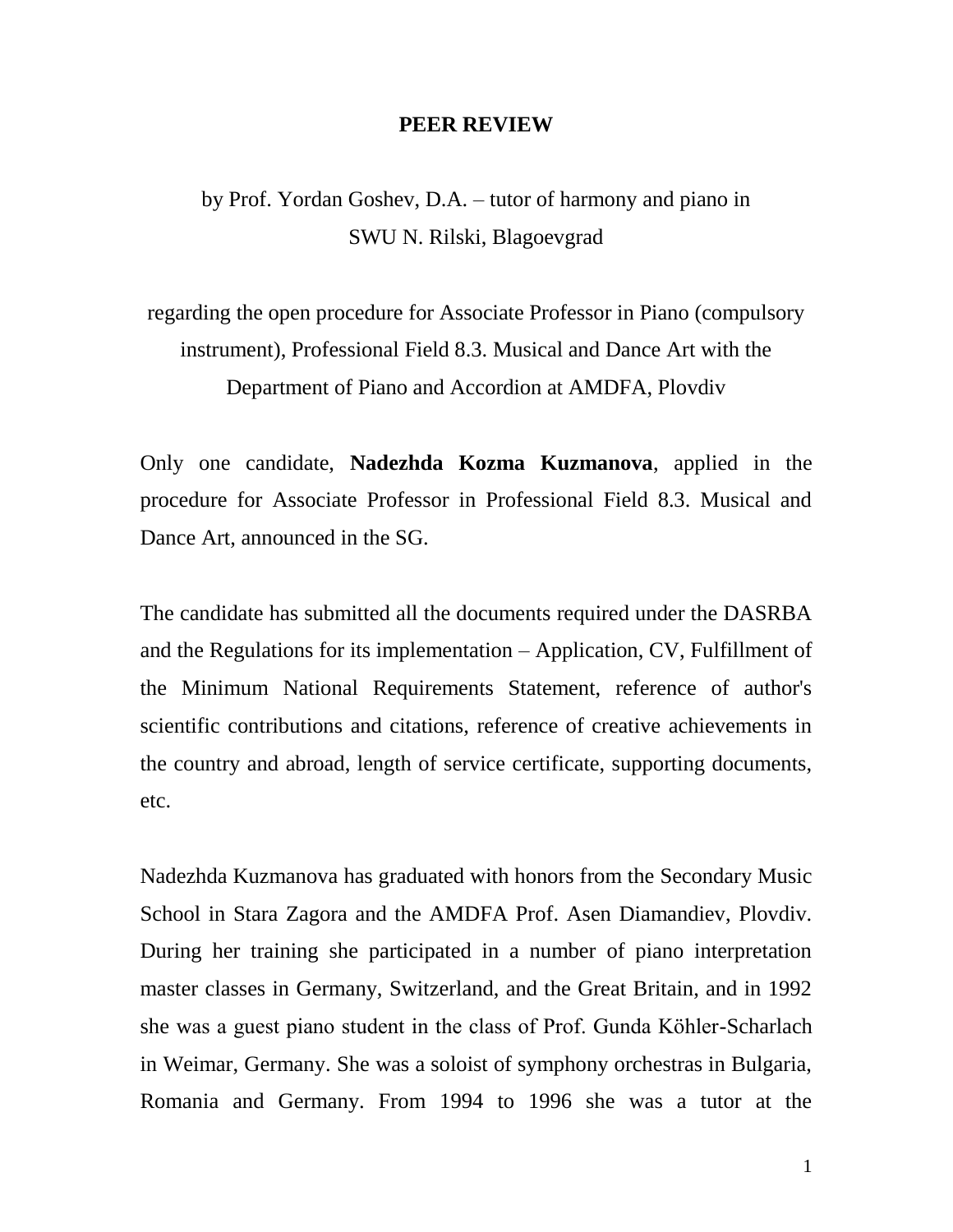# PEER REVIEW

by Prof. Yordan Goshev, D.A. – tutor of harmony and piano in SWU N. Rilski, Blagoevgrad

regarding the open procedure for Associate Professor in Piano (compulsory instrument), Professional Field 8.3. Musical and Dance Art with the Department of Piano and Accordion at AMDFA, Plovdiv

Only one candidate, **Nadezhda Kozma Kuzmanova**, applied in the procedure for Associate Professor in Professional Field 8.3. Musical and Dance Art, announced in the SG.

The candidate has submitted all the documents required under the DASRBA and the Regulations for its implementation – Application, CV, Fulfillment of the Minimum National Requirements Statement, reference of author's scientific contributions and citations, reference of creative achievements in the country and abroad, length of service certificate, supporting documents, etc.

Nadezhda Kuzmanova has graduated with honors from the Secondary Music School in Stara Zagora and the AMDFA Prof. Asen Diamandiev, Plovdiv. During her training she participated in a number of piano interpretation master classes in Germany, Switzerland, and the Great Britain, and in 1992 she was a guest piano student in the class of Prof. Gunda Köhler-Scharlach in Weimar, Germany. She was a soloist of symphony orchestras in Bulgaria, Romania and Germany. From 1994 to 1996 she was a tutor at the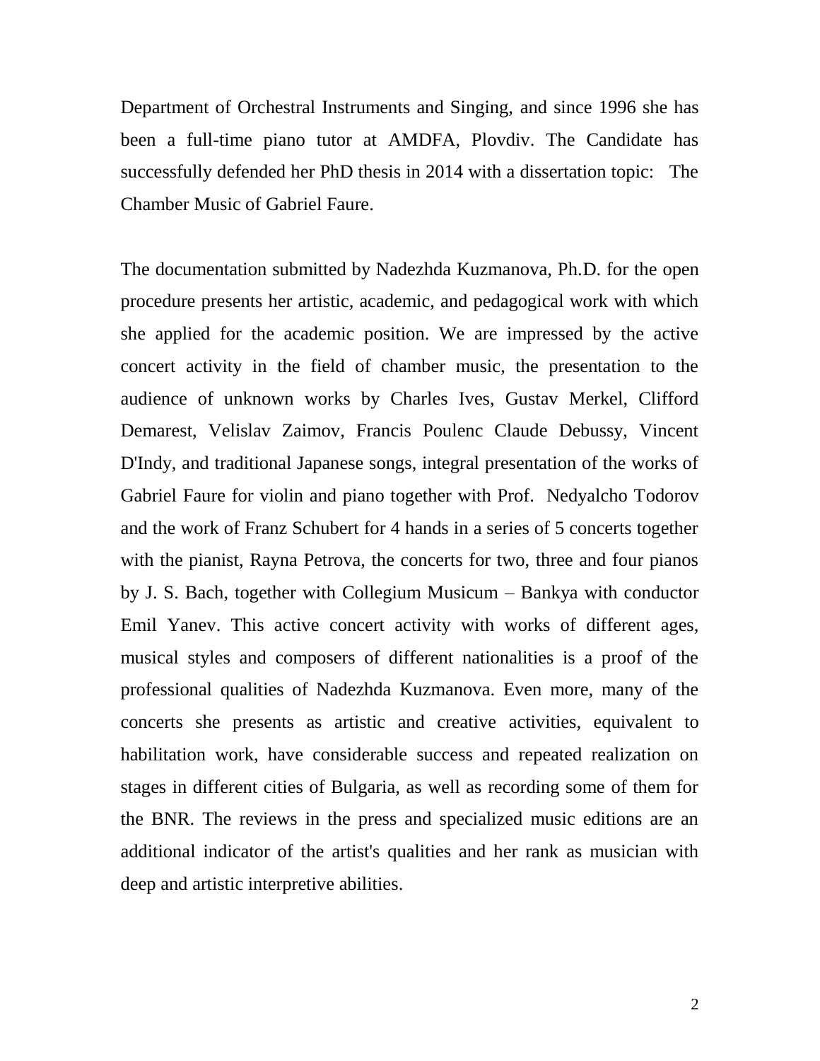Department of Orchestral Instruments and Singing, and since 1996 she has been a full-time piano tutor at AMDFA, Plovdiv. The Candidate has successfully defended her PhD thesis in 2014 with a dissertation topic: The Chamber Music of Gabriel Faure.

The documentation submitted by Nadezhda Kuzmanova, Ph.D. for the open procedure presents her artistic, academic, and pedagogical work with which she applied for the academic position. We are impressed by the active concert activity in the field of chamber music, the presentation to the audience of unknown works by Charles Ives, Gustav Merkel, Clifford Demarest, Velislav Zaimov, Francis Poulenc Claude Debussy, Vincent D'Indy, and traditional Japanese songs, integral presentation of the works of Gabriel Faure for violin and piano together with Prof. Nedyalcho Todorov and the work of Franz Schubert for 4 hands in a series of 5 concerts together with the pianist, Rayna Petrova, the concerts for two, three and four pianos by J. S. Bach, together with Collegium Musicum – Bankya with conductor Emil Yanev. This active concert activity with works of different ages, musical styles and composers of different nationalities is a proof of the professional qualities of Nadezhda Kuzmanova. Even more, many of the concerts she presents as artistic and creative activities, equivalent to habilitation work, have considerable success and repeated realization on stages in different cities of Bulgaria, as well as recording some of them for the BNR. The reviews in the press and specialized music editions are an additional indicator of the artist's qualities and her rank as musician with deep and artistic interpretive abilities.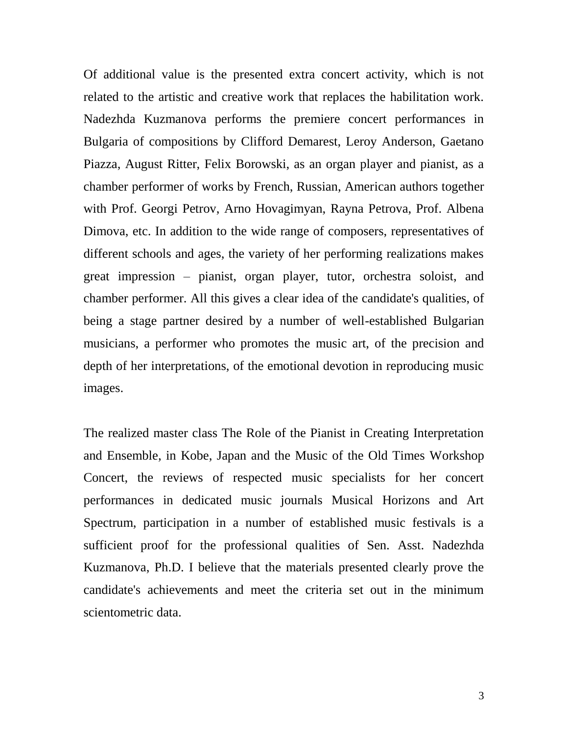Of additional value is the presented extra concert activity, which is not related to the artistic and creative work that replaces the habilitation work. Nadezhda Kuzmanova performs the premiere concert performances in Bulgaria of compositions by Clifford Demarest, Leroy Anderson, Gaetano Piazza, August Ritter, Felix Borowski, as an organ player and pianist, as a chamber performer of works by French, Russian, American authors together with Prof. Georgi Petrov, Arno Hovagimyan, Rayna Petrova, Prof. Albena Dimova, etc. In addition to the wide range of composers, representatives of different schools and ages, the variety of her performing realizations makes great impression – pianist, organ player, tutor, orchestra soloist, and chamber performer. All this gives a clear idea of the candidate's qualities, of being a stage partner desired by a number of well-established Bulgarian musicians, a performer who promotes the music art, of the precision and depth of her interpretations, of the emotional devotion in reproducing music images.

The realized master class The Role of the Pianist in Creating Interpretation and Ensemble, in Kobe, Japan and the Music of the Old Times Workshop Concert, the reviews of respected music specialists for her concert performances in dedicated music journals Musical Horizons and Art Spectrum, participation in a number of established music festivals is a sufficient proof for the professional qualities of Sen. Asst. Nadezhda Kuzmanova, Ph.D. I believe that the materials presented clearly prove the candidate's achievements and meet the criteria set out in the minimum scientometric data.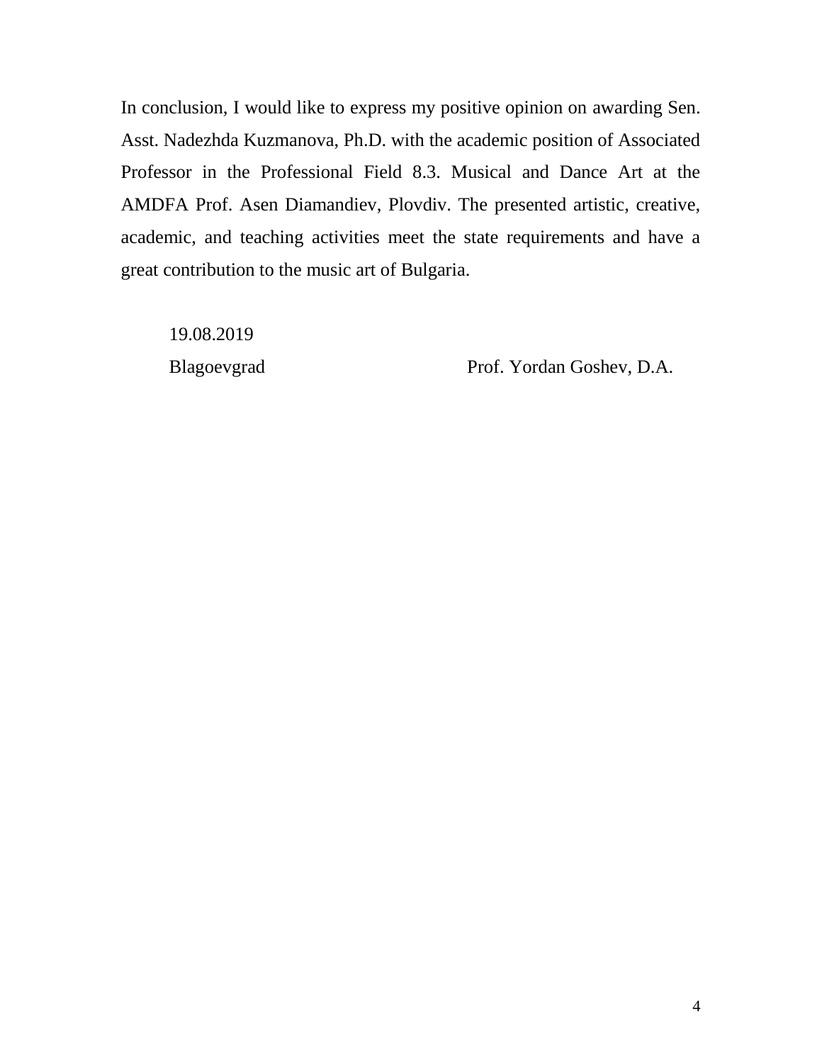In conclusion, I would like to express my positive opinion on awarding Sen. Asst. Nadezhda Kuzmanova, Ph.D. with the academic position of Associated Professor in the Professional Field 8.3. Musical and Dance Art at the AMDFA Prof. Asen Diamandiev, Plovdiv. The presented artistic, creative, academic, and teaching activities meet the state requirements and have a great contribution to the music art of Bulgaria.

19.08.2019

Blagoevgrad                                        Prof. Yordan Goshev, D.A.